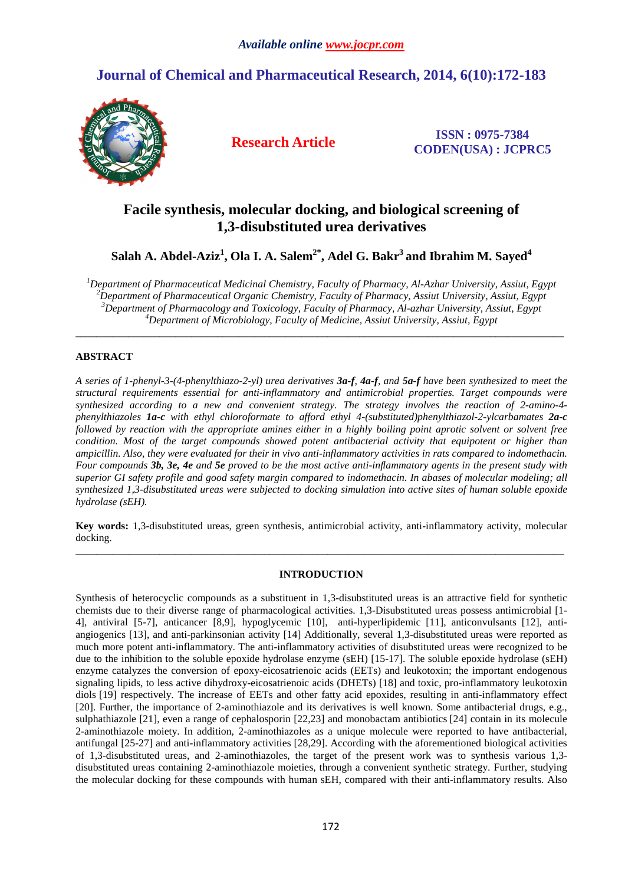*Available online www.jocpr.com*

# Journal of Chemical and Pharmaceutical Research, 2014, 6(10):172-183

**Research Article**

**ISSN : 0975-7384**
**CODEN(USA) : JCPRC5**

## Facile synthesis, molecular docking, and biological screening of 1,3-disubstituted urea derivatives

**Salah A. Abdel-Aziz[1], Ola I. A. Salem[2*], Adel G. Bakr[3] and Ibrahim M. Sayed[4]**

[1]*Department of Pharmaceutical Medicinal Chemistry, Faculty of Pharmacy, Al-Azhar University, Assiut, Egypt*
[2]*Department of Pharmaceutical Organic Chemistry, Faculty of Pharmacy, Assiut University, Assiut, Egypt*
[3]*Department of Pharmacology and Toxicology, Faculty of Pharmacy, Al-azhar University, Assiut, Egypt*
[4]*Department of Microbiology, Faculty of Medicine, Assiut University, Assiut, Egypt*

---

## ABSTRACT

*A series of 1-phenyl-3-(4-phenylthiazo-2-yl) urea derivatives **3a-f**, **4a-f**, and **5a-f** have been synthesized to meet the structural requirements essential for anti-inflammatory and antimicrobial properties. Target compounds were synthesized according to a new and convenient strategy. The strategy involves the reaction of 2-amino-4-phenylthiazoles **1a-c** with ethyl chloroformate to afford ethyl 4-(substituted)phenylthiazol-2-ylcarbamates **2a-c** followed by reaction with the appropriate amines either in a highly boiling point aprotic solvent or solvent free condition. Most of the target compounds showed potent antibacterial activity that equipotent or higher than ampicillin. Also, they were evaluated for their in vivo anti-inflammatory activities in rats compared to indomethacin. Four compounds **3b, 3e, 4e** and **5e** proved to be the most active anti-inflammatory agents in the present study with superior GI safety profile and good safety margin compared to indomethacin. In abases of molecular modeling; all synthesized 1,3-disubstituted ureas were subjected to docking simulation into active sites of human soluble epoxide hydrolase (sEH).*

**Key words:** 1,3-disubstituted ureas, green synthesis, antimicrobial activity, anti-inflammatory activity, molecular docking.

---

## INTRODUCTION

Synthesis of heterocyclic compounds as a substituent in 1,3-disubstituted ureas is an attractive field for synthetic chemists due to their diverse range of pharmacological activities. 1,3-Disubstituted ureas possess antimicrobial [1-4], antiviral [5-7], anticancer [8,9], hypoglycemic [10], anti-hyperlipidemic [11], anticonvulsants [12], anti-angiogenics [13], and anti-parkinsonian activity [14] Additionally, several 1,3-disubstituted ureas were reported as much more potent anti-inflammatory. The anti-inflammatory activities of disubstituted ureas were recognized to be due to the inhibition to the soluble epoxide hydrolase enzyme (sEH) [15-17]. The soluble epoxide hydrolase (sEH) enzyme catalyzes the conversion of epoxy-eicosatrienoic acids (EETs) and leukotoxin; the important endogenous signaling lipids, to less active dihydroxy-eicosatrienoic acids (DHETs) [18] and toxic, pro-inflammatory leukotoxin diols [19] respectively. The increase of EETs and other fatty acid epoxides, resulting in anti-inflammatory effect [20]. Further, the importance of 2-aminothiazole and its derivatives is well known. Some antibacterial drugs, e.g., sulphathiazole [21], even a range of cephalosporin [22,23] and monobactam antibiotics [24] contain in its molecule 2-aminothiazole moiety. In addition, 2-aminothiazoles as a unique molecule were reported to have antibacterial, antifungal [25-27] and anti-inflammatory activities [28,29]. According with the aforementioned biological activities of 1,3-disubstituted ureas, and 2-aminothiazoles, the target of the present work was to synthesis various 1,3-disubstituted ureas containing 2-aminothiazole moieties, through a convenient synthetic strategy. Further, studying the molecular docking for these compounds with human sEH, compared with their anti-inflammatory results. Also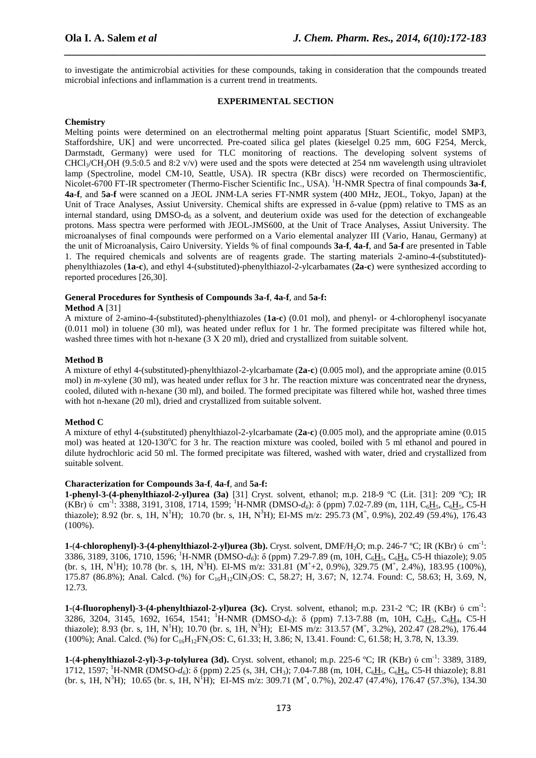to investigate the antimicrobial activities for these compounds, taking in consideration that the compounds treated microbial infections and inflammation is a current trend in treatments.

## EXPERIMENTAL SECTION

### Chemistry

Melting points were determined on an electrothermal melting point apparatus [Stuart Scientific, model SMP3, Staffordshire, UK] and were uncorrected. Pre-coated silica gel plates (kieselgel 0.25 mm, 60G F254, Merck, Darmstadt, Germany) were used for TLC monitoring of reactions. The developing solvent systems of $CHCl_3/CH_3OH$ (9.5:0.5 and 8:2 v/v) were used and the spots were detected at 254 nm wavelength using ultraviolet lamp (Spectroline, model CM-10, Seattle, USA). IR spectra (KBr discs) were recorded on Thermoscientific, Nicolet-6700 FT-IR spectrometer (Thermo-Fischer Scientific Inc., USA). $^1$H-NMR Spectra of final compounds **3a-f**, **4a-f**, and **5a-f** were scanned on a JEOL JNM-LA series FT-NMR system (400 MHz, JEOL, Tokyo, Japan) at the Unit of Trace Analyses, Assiut University. Chemical shifts are expressed in δ-value (ppm) relative to TMS as an internal standard, using DMSO-$d_6$ as a solvent, and deuterium oxide was used for the detection of exchangeable protons. Mass spectra were performed with JEOL-JMS600, at the Unit of Trace Analyses, Assiut University. The microanalyses of final compounds were performed on a Vario elemental analyzer III (Vario, Hanau, Germany) at the unit of Microanalysis, Cairo University. Yields % of final compounds **3a-f**, **4a-f**, and **5a-f** are presented in Table 1. The required chemicals and solvents are of reagents grade. The starting materials 2-amino-4-(substituted)-phenylthiazoles (**1a-c**), and ethyl 4-(substituted)-phenylthiazol-2-ylcarbamates (**2a-c**) were synthesized according to reported procedures [26,30].

### General Procedures for Synthesis of Compounds 3a-f, 4a-f, and 5a-f:

**Method A** [31]

A mixture of 2-amino-4-(substituted)-phenylthiazoles (**1a-c**) (0.01 mol), and phenyl- or 4-chlorophenyl isocyanate (0.011 mol) in toluene (30 ml), was heated under reflux for 1 hr. The formed precipitate was filtered while hot, washed three times with hot n-hexane (3 X 20 ml), dried and crystallized from suitable solvent.

**Method B**

A mixture of ethyl 4-(substituted)-phenylthiazol-2-ylcarbamate (**2a-c**) (0.005 mol), and the appropriate amine (0.015 mol) in *m*-xylene (30 ml), was heated under reflux for 3 hr. The reaction mixture was concentrated near the dryness, cooled, diluted with n-hexane (30 ml), and boiled. The formed precipitate was filtered while hot, washed three times with hot n-hexane (20 ml), dried and crystallized from suitable solvent.

**Method C**

A mixture of ethyl 4-(substituted) phenylthiazol-2-ylcarbamate (**2a-c**) (0.005 mol), and the appropriate amine (0.015 mol) was heated at 120-130°C for 3 hr. The reaction mixture was cooled, boiled with 5 ml ethanol and poured in dilute hydrochloric acid 50 ml. The formed precipitate was filtered, washed with water, dried and crystallized from suitable solvent.

### Characterization for Compounds 3a-f, 4a-f, and 5a-f:

**1-phenyl-3-(4-phenylthiazol-2-yl)urea (3a)** [31] Cryst. solvent, ethanol; m.p. 218-9 ºC (Lit. [31]: 209 ºC); IR (KBr) ύ cm$^{-1}$: 3388, 3191, 3108, 1714, 1599; $^1$H-NMR (DMSO-$d_6$): δ (ppm) 7.02-7.89 (m, 11H, $C_6\underline{H}_5$, $C_6\underline{H}_5$, C5-H thiazole); 8.92 (br. s, 1H, N$^1$H); 10.70 (br. s, 1H, N$^3$H); EI-MS m/z: 295.73 (M$^+$, 0.9%), 202.49 (59.4%), 176.43 (100%).

**1-(4-chlorophenyl)-3-(4-phenylthiazol-2-yl)urea (3b).** Cryst. solvent, DMF/$H_2O$; m.p. 246-7 ºC; IR (KBr) ύ cm$^{-1}$: 3386, 3189, 3106, 1710, 1596; $^1$H-NMR (DMSO-$d_6$): δ (ppm) 7.29-7.89 (m, 10H, $C_6\underline{H}_5$, $C_6\underline{H}_4$, C5-H thiazole); 9.05 (br. s, 1H, N$^1$H); 10.78 (br. s, 1H, N$^3$H). EI-MS m/z: 331.81 (M$^+$+2, 0.9%), 329.75 (M$^+$, 2.4%), 183.95 (100%), 175.87 (86.8%); Anal. Calcd. (%) for $C_{16}H_{12}ClN_3OS$: C, 58.27; H, 3.67; N, 12.74. Found: C, 58.63; H, 3.69, N, 12.73.

**1-(4-fluorophenyl)-3-(4-phenylthiazol-2-yl)urea (3c).** Cryst. solvent, ethanol; m.p. 231-2 ºC; IR (KBr) ύ cm$^{-1}$: 3286, 3204, 3145, 1692, 1654, 1541; $^1$H-NMR (DMSO-$d_6$): δ (ppm) 7.13-7.88 (m, 10H, $C_6\underline{H}_5$, $C_6\underline{H}_4$, C5-H thiazole); 8.93 (br. s, 1H, N$^1$H); 10.70 (br. s, 1H, N$^3$H); EI-MS m/z: 313.57 (M$^+$, 3.2%), 202.47 (28.2%), 176.44 (100%); Anal. Calcd. (%) for $C_{16}H_{12}FN_3OS$: C, 61.33; H, 3.86; N, 13.41. Found: C, 61.58; H, 3.78, N, 13.39.

**1-(4-phenylthiazol-2-yl)-3-*p*-tolylurea (3d).** Cryst. solvent, ethanol; m.p. 225-6 ºC; IR (KBr) ύ cm$^{-1}$: 3389, 3189, 1712, 1597; $^1$H-NMR (DMSO-$d_6$): δ (ppm) 2.25 (s, 3H, $CH_3$); 7.04-7.88 (m, 10H, $C_6\underline{H}_5$, $C_6\underline{H}_4$, C5-H thiazole); 8.81 (br. s, 1H, N$^3$H); 10.65 (br. s, 1H, N$^1$H); EI-MS m/z: 309.71 (M$^+$, 0.7%), 202.47 (47.4%), 176.47 (57.3%), 134.30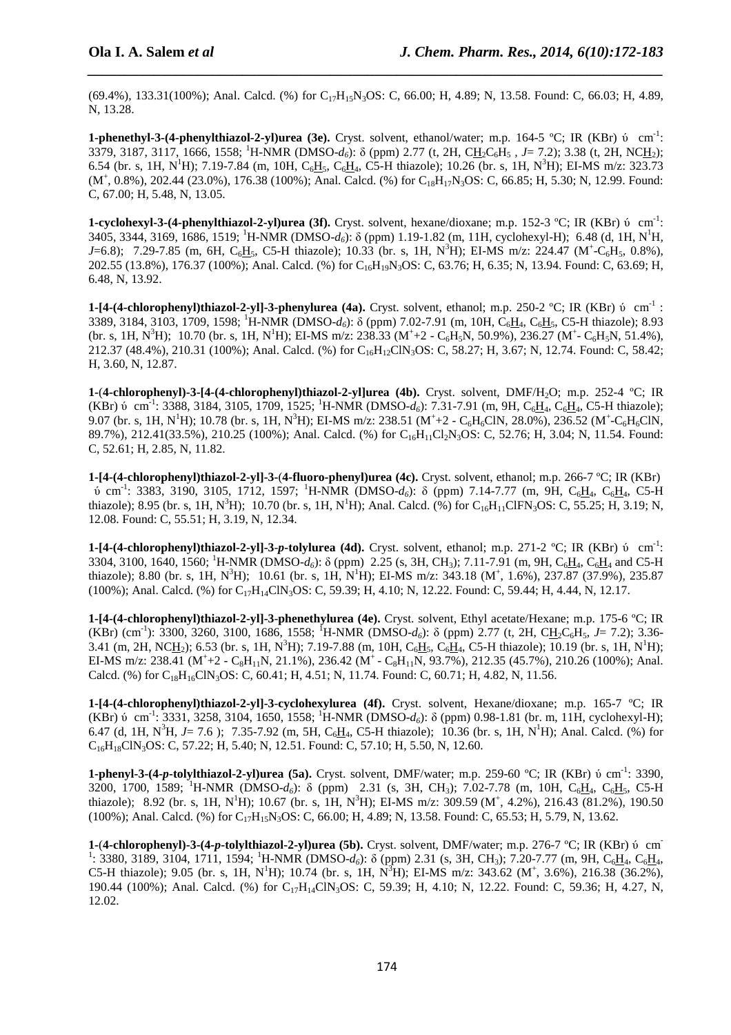(69.4%), 133.31(100%); Anal. Calcd. (%) for $C_{17}H_{15}N_3OS$: C, 66.00; H, 4.89; N, 13.58. Found: C, 66.03; H, 4.89, N, 13.28.

**1-phenethyl-3-(4-phenylthiazol-2-yl)urea (3e).** Cryst. solvent, ethanol/water; m.p. 164-5 ºC; IR (KBr) ύ cm$^{-1}$: 3379, 3187, 3117, 1666, 1558; $^1$H-NMR (DMSO-$d_6$): δ (ppm) 2.77 (t, 2H, C$\underline{H}_2$C$_6$H$_5$ , *J*= 7.2); 3.38 (t, 2H, NC$\underline{H}_2$); 6.54 (br. s, 1H, N$^1$H); 7.19-7.84 (m, 10H, C$_6\underline{H}_5$, C$_6\underline{H}_4$, C5-H thiazole); 10.26 (br. s, 1H, N$^3$H); EI-MS m/z: 323.73 (M$^+$, 0.8%), 202.44 (23.0%), 176.38 (100%); Anal. Calcd. (%) for $C_{18}H_{17}N_3OS$: C, 66.85; H, 5.30; N, 12.99. Found: C, 67.00; H, 5.48, N, 13.05.

**1-cyclohexyl-3-(4-phenylthiazol-2-yl)urea (3f).** Cryst. solvent, hexane/dioxane; m.p. 152-3 ºC; IR (KBr) ύ cm$^{-1}$: 3405, 3344, 3169, 1686, 1519; $^1$H-NMR (DMSO-$d_6$): δ (ppm) 1.19-1.82 (m, 11H, cyclohexyl-H); 6.48 (d, 1H, N$^1$H, *J*=6.8); 7.29-7.85 (m, 6H, C$_6\underline{H}_5$, C5-H thiazole); 10.33 (br. s, 1H, N$^3$H); EI-MS m/z: 224.47 (M$^+$-C$_6$H$_5$, 0.8%), 202.55 (13.8%), 176.37 (100%); Anal. Calcd. (%) for $C_{16}H_{19}N_3OS$: C, 63.76; H, 6.35; N, 13.94. Found: C, 63.69; H, 6.48, N, 13.92.

**1-[4-(4-chlorophenyl)thiazol-2-yl]-3-phenylurea (4a).** Cryst. solvent, ethanol; m.p. 250-2 ºC; IR (KBr) ύ cm$^{-1}$ : 3389, 3184, 3103, 1709, 1598; $^1$H-NMR (DMSO-$d_6$): δ (ppm) 7.02-7.91 (m, 10H, C$_6\underline{H}_4$, C$_6\underline{H}_5$, C5-H thiazole); 8.93 (br. s, 1H, N$^3$H); 10.70 (br. s, 1H, N$^1$H); EI-MS m/z: 238.33 (M$^+$+2 - C$_6$H$_5$N, 50.9%), 236.27 (M$^+$- C$_6$H$_5$N, 51.4%), 212.37 (48.4%), 210.31 (100%); Anal. Calcd. (%) for $C_{16}H_{12}ClN_3OS$: C, 58.27; H, 3.67; N, 12.74. Found: C, 58.42; H, 3.60, N, 12.87.

**1-(4-chlorophenyl)-3-[4-(4-chlorophenyl)thiazol-2-yl]urea (4b).** Cryst. solvent, DMF/H$_2$O; m.p. 252-4 ºC; IR (KBr) ύ cm$^{-1}$: 3388, 3184, 3105, 1709, 1525; $^1$H-NMR (DMSO-$d_6$): 7.31-7.91 (m, 9H, C$_6\underline{H}_4$, C$_6\underline{H}_4$, C5-H thiazole); 9.07 (br. s, 1H, N$^1$H); 10.78 (br. s, 1H, N$^3$H); EI-MS m/z: 238.51 (M$^+$+2 - C$_6$H$_6$ClN, 28.0%), 236.52 (M$^+$-C$_6$H$_6$ClN, 89.7%), 212.41(33.5%), 210.25 (100%); Anal. Calcd. (%) for $C_{16}H_{11}Cl_2N_3OS$: C, 52.76; H, 3.04; N, 11.54. Found: C, 52.61; H, 2.85, N, 11.82.

**1-[4-(4-chlorophenyl)thiazol-2-yl]-3-(4-fluoro-phenyl)urea (4c).** Cryst. solvent, ethanol; m.p. 266-7 ºC; IR (KBr) ύ cm$^{-1}$: 3383, 3190, 3105, 1712, 1597; $^1$H-NMR (DMSO-$d_6$): δ (ppm) 7.14-7.77 (m, 9H, C$_6\underline{H}_4$, C$_6\underline{H}_4$, C5-H thiazole); 8.95 (br. s, 1H, N$^3$H); 10.70 (br. s, 1H, N$^1$H); Anal. Calcd. (%) for $C_{16}H_{11}ClFN_3OS$: C, 55.25; H, 3.19; N, 12.08. Found: C, 55.51; H, 3.19, N, 12.34.

**1-[4-(4-chlorophenyl)thiazol-2-yl]-3-*p*-tolylurea (4d).** Cryst. solvent, ethanol; m.p. 271-2 ºC; IR (KBr) ύ cm$^{-1}$: 3304, 3100, 1640, 1560; $^1$H-NMR (DMSO-$d_6$): δ (ppm) 2.25 (s, 3H, CH$_3$); 7.11-7.91 (m, 9H, C$_6\underline{H}_4$, C$_6\underline{H}_4$ and C5-H thiazole); 8.80 (br. s, 1H, N$^3$H); 10.61 (br. s, 1H, N$^1$H); EI-MS m/z: 343.18 (M$^+$, 1.6%), 237.87 (37.9%), 235.87 (100%); Anal. Calcd. (%) for $C_{17}H_{14}ClN_3OS$: C, 59.39; H, 4.10; N, 12.22. Found: C, 59.44; H, 4.44, N, 12.17.

**1-[4-(4-chlorophenyl)thiazol-2-yl]-3-phenethylurea (4e).** Cryst. solvent, Ethyl acetate/Hexane; m.p. 175-6 ºC; IR (KBr) (cm$^{-1}$): 3300, 3260, 3100, 1686, 1558; $^1$H-NMR (DMSO-$d_6$): δ (ppm) 2.77 (t, 2H, C$\underline{H}_2$C$_6$H$_5$, *J*= 7.2); 3.36-3.41 (m, 2H, NC$\underline{H}_2$); 6.53 (br. s, 1H, N$^3$H); 7.19-7.88 (m, 10H, C$_6\underline{H}_5$, C$_6\underline{H}_4$, C5-H thiazole); 10.19 (br. s, 1H, N$^1$H); EI-MS m/z: 238.41 (M$^+$+2 - C$_8$H$_{11}$N, 21.1%), 236.42 (M$^+$ - C$_8$H$_{11}$N, 93.7%), 212.35 (45.7%), 210.26 (100%); Anal. Calcd. (%) for $C_{18}H_{16}ClN_3OS$: C, 60.41; H, 4.51; N, 11.74. Found: C, 60.71; H, 4.82, N, 11.56.

**1-[4-(4-chlorophenyl)thiazol-2-yl]-3-cyclohexylurea (4f).** Cryst. solvent, Hexane/dioxane; m.p. 165-7 ºC; IR (KBr) ύ cm$^{-1}$: 3331, 3258, 3104, 1650, 1558; $^1$H-NMR (DMSO-$d_6$): δ (ppm) 0.98-1.81 (br. m, 11H, cyclohexyl-H); 6.47 (d, 1H, N$^3$H, *J*= 7.6 ); 7.35-7.92 (m, 5H, C$_6\underline{H}_4$, C5-H thiazole); 10.36 (br. s, 1H, N$^1$H); Anal. Calcd. (%) for $C_{16}H_{18}ClN_3OS$: C, 57.22; H, 5.40; N, 12.51. Found: C, 57.10; H, 5.50, N, 12.60.

**1-phenyl-3-(4-*p*-tolylthiazol-2-yl)urea (5a).** Cryst. solvent, DMF/water; m.p. 259-60 ºC; IR (KBr) ύ cm$^{-1}$: 3390, 3200, 1700, 1589; $^1$H-NMR (DMSO-$d_6$): δ (ppm) 2.31 (s, 3H, CH$_3$); 7.02-7.78 (m, 10H, C$_6\underline{H}_4$, C$_6\underline{H}_5$, C5-H thiazole); 8.92 (br. s, 1H, N$^1$H); 10.67 (br. s, 1H, N$^3$H); EI-MS m/z: 309.59 (M$^+$, 4.2%), 216.43 (81.2%), 190.50 (100%); Anal. Calcd. (%) for $C_{17}H_{15}N_3OS$: C, 66.00; H, 4.89; N, 13.58. Found: C, 65.53; H, 5.79, N, 13.62.

**1-(4-chlorophenyl)-3-(4-*p*-tolylthiazol-2-yl)urea (5b).** Cryst. solvent, DMF/water; m.p. 276-7 ºC; IR (KBr) ύ cm$^{-1}$: 3380, 3189, 3104, 1711, 1594; $^1$H-NMR (DMSO-$d_6$): δ (ppm) 2.31 (s, 3H, CH$_3$); 7.20-7.77 (m, 9H, C$_6\underline{H}_4$, C$_6\underline{H}_4$, C5-H thiazole); 9.05 (br. s, 1H, N$^1$H); 10.74 (br. s, 1H, N$^3$H); EI-MS m/z: 343.62 (M$^+$, 3.6%), 216.38 (36.2%), 190.44 (100%); Anal. Calcd. (%) for $C_{17}H_{14}ClN_3OS$: C, 59.39; H, 4.10; N, 12.22. Found: C, 59.36; H, 4.27, N, 12.02.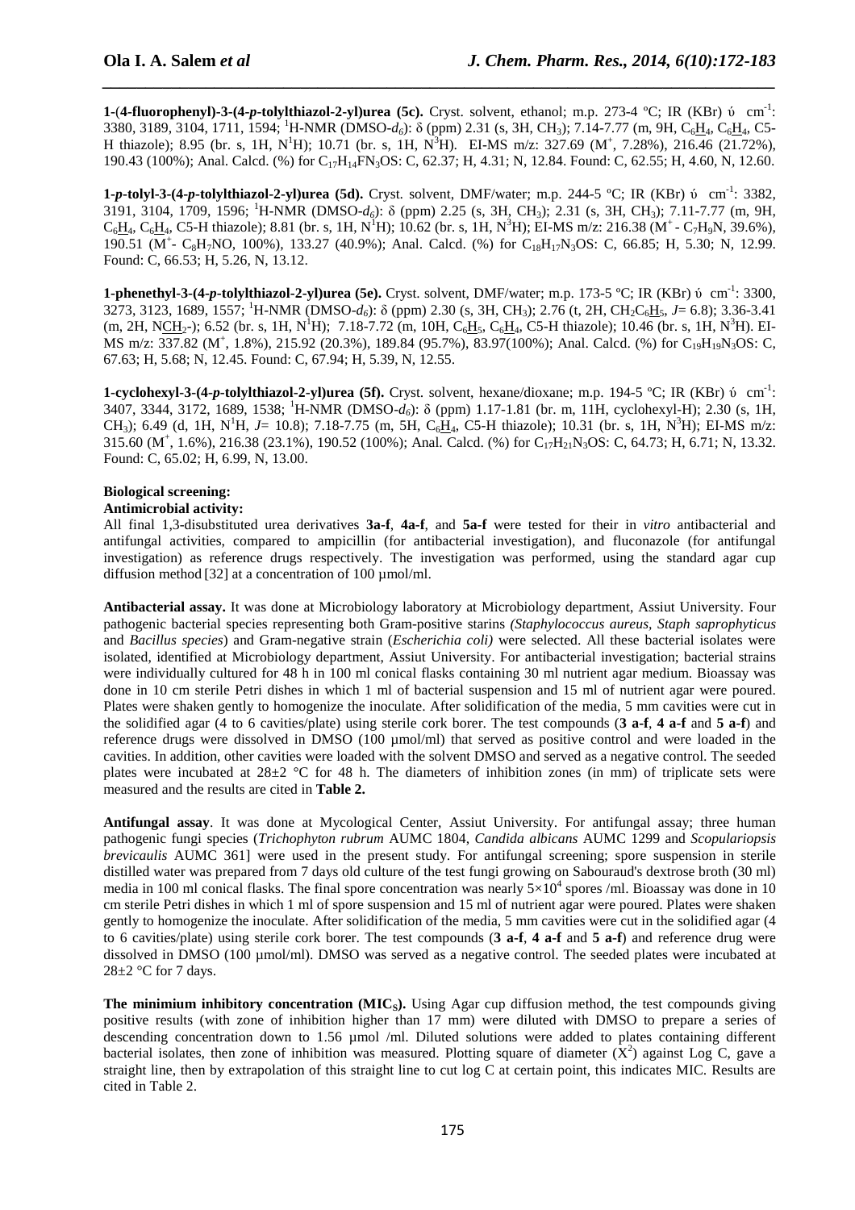**1-(4-fluorophenyl)-3-(4-*p*-tolylthiazol-2-yl)urea (5c).** Cryst. solvent, ethanol; m.p. 273-4 ºC; IR (KBr) ύ cm$^{-1}$: 3380, 3189, 3104, 1711, 1594; $^1$H-NMR (DMSO-$d_6$): δ (ppm) 2.31 (s, 3H, $CH_3$); 7.14-7.77 (m, 9H, $C_6\underline{H}_4$, $C_6\underline{H}_4$, C5-H thiazole); 8.95 (br. s, 1H, $N^1$H); 10.71 (br. s, 1H, $N^3$H). EI-MS m/z: 327.69 ($M^+$, 7.28%), 216.46 (21.72%), 190.43 (100%); Anal. Calcd. (%) for $C_{17}H_{14}FN_3OS$: C, 62.37; H, 4.31; N, 12.84. Found: C, 62.55; H, 4.60, N, 12.60.

**1-*p*-tolyl-3-(4-*p*-tolylthiazol-2-yl)urea (5d).** Cryst. solvent, DMF/water; m.p. 244-5 ºC; IR (KBr) ύ cm$^{-1}$: 3382, 3191, 3104, 1709, 1596; $^1$H-NMR (DMSO-$d_6$): δ (ppm) 2.25 (s, 3H, $CH_3$); 2.31 (s, 3H, $CH_3$); 7.11-7.77 (m, 9H, $C_6\underline{H}_4$, $C_6\underline{H}_4$, C5-H thiazole); 8.81 (br. s, 1H, $N^1$H); 10.62 (br. s, 1H, $N^3$H); EI-MS m/z: 216.38 ($M^+$ - $C_7H_9N$, 39.6%), 190.51 ($M^+$- $C_8H_7NO$, 100%), 133.27 (40.9%); Anal. Calcd. (%) for $C_{18}H_{17}N_3OS$: C, 66.85; H, 5.30; N, 12.99. Found: C, 66.53; H, 5.26, N, 13.12.

**1-phenethyl-3-(4-*p*-tolylthiazol-2-yl)urea (5e).** Cryst. solvent, DMF/water; m.p. 173-5 ºC; IR (KBr) ύ cm$^{-1}$: 3300, 3273, 3123, 1689, 1557; $^1$H-NMR (DMSO-$d_6$): δ (ppm) 2.30 (s, 3H, $CH_3$); 2.76 (t, 2H, $CH_2C_6\underline{H}_5$, $J$= 6.8); 3.36-3.41 (m, 2H, N$\underline{CH_2}$-); 6.52 (br. s, 1H, $N^1$H); 7.18-7.72 (m, 10H, $C_6\underline{H}_5$, $C_6\underline{H}_4$, C5-H thiazole); 10.46 (br. s, 1H, $N^3$H). EI-MS m/z: 337.82 ($M^+$, 1.8%), 215.92 (20.3%), 189.84 (95.7%), 83.97(100%); Anal. Calcd. (%) for $C_{19}H_{19}N_3OS$: C, 67.63; H, 5.68; N, 12.45. Found: C, 67.94; H, 5.39, N, 12.55.

**1-cyclohexyl-3-(4-*p*-tolylthiazol-2-yl)urea (5f).** Cryst. solvent, hexane/dioxane; m.p. 194-5 ºC; IR (KBr) ύ cm$^{-1}$: 3407, 3344, 3172, 1689, 1538; $^1$H-NMR (DMSO-$d_6$): δ (ppm) 1.17-1.81 (br. m, 11H, cyclohexyl-H); 2.30 (s, 1H, $CH_3$); 6.49 (d, 1H, $N^1$H, $J$= 10.8); 7.18-7.75 (m, 5H, $C_6\underline{H}_4$, C5-H thiazole); 10.31 (br. s, 1H, $N^3$H); EI-MS m/z: 315.60 ($M^+$, 1.6%), 216.38 (23.1%), 190.52 (100%); Anal. Calcd. (%) for $C_{17}H_{21}N_3OS$: C, 64.73; H, 6.71; N, 13.32. Found: C, 65.02; H, 6.99, N, 13.00.

## Biological screening:

### Antimicrobial activity:

All final 1,3-disubstituted urea derivatives **3a-f**, **4a-f**, and **5a-f** were tested for their in *vitro* antibacterial and antifungal activities, compared to ampicillin (for antibacterial investigation), and fluconazole (for antifungal investigation) as reference drugs respectively. The investigation was performed, using the standard agar cup diffusion method [32] at a concentration of 100 µmol/ml.

**Antibacterial assay.** It was done at Microbiology laboratory at Microbiology department, Assiut University. Four pathogenic bacterial species representing both Gram-positive starins *(Staphylococcus aureus, Staph saprophyticus* and *Bacillus species*) and Gram-negative strain (*Escherichia coli)* were selected. All these bacterial isolates were isolated, identified at Microbiology department, Assiut University. For antibacterial investigation; bacterial strains were individually cultured for 48 h in 100 ml conical flasks containing 30 ml nutrient agar medium. Bioassay was done in 10 cm sterile Petri dishes in which 1 ml of bacterial suspension and 15 ml of nutrient agar were poured. Plates were shaken gently to homogenize the inoculate. After solidification of the media, 5 mm cavities were cut in the solidified agar (4 to 6 cavities/plate) using sterile cork borer. The test compounds (**3 a-f**, **4 a-f** and **5 a-f**) and reference drugs were dissolved in DMSO (100 µmol/ml) that served as positive control and were loaded in the cavities. In addition, other cavities were loaded with the solvent DMSO and served as a negative control. The seeded plates were incubated at 28±2 °C for 48 h. The diameters of inhibition zones (in mm) of triplicate sets were measured and the results are cited in **Table 2.**

**Antifungal assay**. It was done at Mycological Center, Assiut University. For antifungal assay; three human pathogenic fungi species (*Trichophyton rubrum* AUMC 1804, *Candida albicans* AUMC 1299 and *Scopulariopsis brevicaulis* AUMC 361] were used in the present study. For antifungal screening; spore suspension in sterile distilled water was prepared from 7 days old culture of the test fungi growing on Sabouraud's dextrose broth (30 ml) media in 100 ml conical flasks. The final spore concentration was nearly $5\times10^4$ spores /ml. Bioassay was done in 10 cm sterile Petri dishes in which 1 ml of spore suspension and 15 ml of nutrient agar were poured. Plates were shaken gently to homogenize the inoculate. After solidification of the media, 5 mm cavities were cut in the solidified agar (4 to 6 cavities/plate) using sterile cork borer. The test compounds (**3 a-f**, **4 a-f** and **5 a-f**) and reference drug were dissolved in DMSO (100 µmol/ml). DMSO was served as a negative control. The seeded plates were incubated at 28±2 °C for 7 days.

**The minimium inhibitory concentration (MIC$_S$).** Using Agar cup diffusion method, the test compounds giving positive results (with zone of inhibition higher than 17 mm) were diluted with DMSO to prepare a series of descending concentration down to 1.56 µmol /ml. Diluted solutions were added to plates containing different bacterial isolates, then zone of inhibition was measured. Plotting square of diameter ($X^2$) against Log C, gave a straight line, then by extrapolation of this straight line to cut log C at certain point, this indicates MIC. Results are cited in Table 2.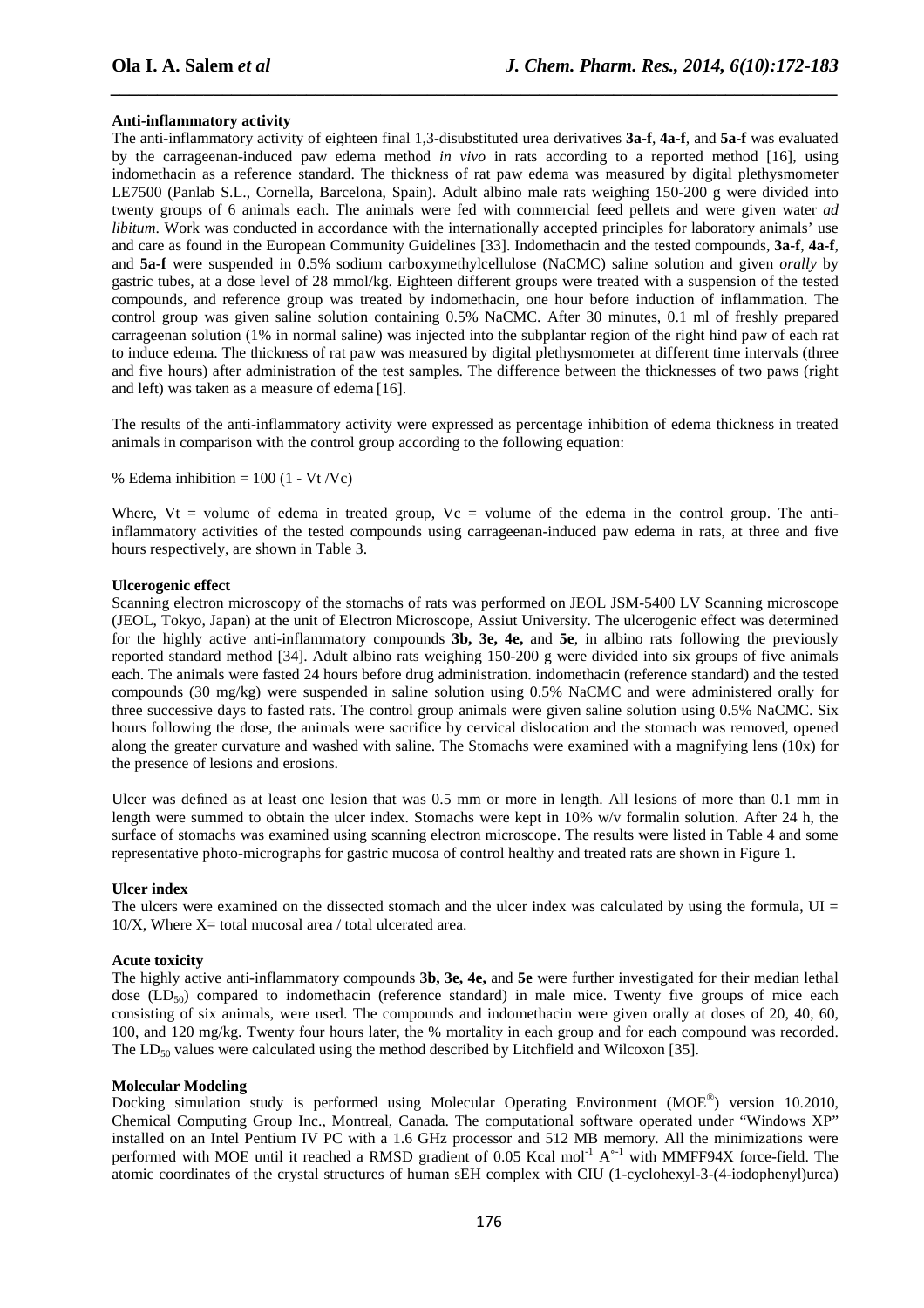**Anti-inflammatory activity**

The anti-inflammatory activity of eighteen final 1,3-disubstituted urea derivatives **3a-f**, **4a-f**, and **5a-f** was evaluated by the carrageenan-induced paw edema method *in vivo* in rats according to a reported method [16], using indomethacin as a reference standard. The thickness of rat paw edema was measured by digital plethysmometer LE7500 (Panlab S.L., Cornella, Barcelona, Spain). Adult albino male rats weighing 150-200 g were divided into twenty groups of 6 animals each. The animals were fed with commercial feed pellets and were given water *ad libitum*. Work was conducted in accordance with the internationally accepted principles for laboratory animals' use and care as found in the European Community Guidelines [33]. Indomethacin and the tested compounds, **3a-f**, **4a-f**, and **5a-f** were suspended in 0.5% sodium carboxymethylcellulose (NaCMC) saline solution and given *orally* by gastric tubes, at a dose level of 28 mmol/kg. Eighteen different groups were treated with a suspension of the tested compounds, and reference group was treated by indomethacin, one hour before induction of inflammation. The control group was given saline solution containing 0.5% NaCMC. After 30 minutes, 0.1 ml of freshly prepared carrageenan solution (1% in normal saline) was injected into the subplantar region of the right hind paw of each rat to induce edema. The thickness of rat paw was measured by digital plethysmometer at different time intervals (three and five hours) after administration of the test samples. The difference between the thicknesses of two paws (right and left) was taken as a measure of edema [16].

The results of the anti-inflammatory activity were expressed as percentage inhibition of edema thickness in treated animals in comparison with the control group according to the following equation:

$$\% \text{ Edema inhibition} = 100\,(1 - V_t / V_c)$$

Where, $V_t$ = volume of edema in treated group, $V_c$ = volume of the edema in the control group. The anti-inflammatory activities of the tested compounds using carrageenan-induced paw edema in rats, at three and five hours respectively, are shown in Table 3.

**Ulcerogenic effect**

Scanning electron microscopy of the stomachs of rats was performed on JEOL JSM-5400 LV Scanning microscope (JEOL, Tokyo, Japan) at the unit of Electron Microscope, Assiut University. The ulcerogenic effect was determined for the highly active anti-inflammatory compounds **3b, 3e, 4e,** and **5e**, in albino rats following the previously reported standard method [34]. Adult albino rats weighing 150-200 g were divided into six groups of five animals each. The animals were fasted 24 hours before drug administration. indomethacin (reference standard) and the tested compounds (30 mg/kg) were suspended in saline solution using 0.5% NaCMC and were administered orally for three successive days to fasted rats. The control group animals were given saline solution using 0.5% NaCMC. Six hours following the dose, the animals were sacrifice by cervical dislocation and the stomach was removed, opened along the greater curvature and washed with saline. The Stomachs were examined with a magnifying lens (10x) for the presence of lesions and erosions.

Ulcer was defined as at least one lesion that was 0.5 mm or more in length. All lesions of more than 0.1 mm in length were summed to obtain the ulcer index. Stomachs were kept in 10% w/v formalin solution. After 24 h, the surface of stomachs was examined using scanning electron microscope. The results were listed in Table 4 and some representative photo-micrographs for gastric mucosa of control healthy and treated rats are shown in Figure 1.

**Ulcer index**

The ulcers were examined on the dissected stomach and the ulcer index was calculated by using the formula, $UI = 10/X$, Where X= total mucosal area / total ulcerated area.

**Acute toxicity**

The highly active anti-inflammatory compounds **3b, 3e, 4e,** and **5e** were further investigated for their median lethal dose ($LD_{50}$) compared to indomethacin (reference standard) in male mice. Twenty five groups of mice each consisting of six animals, were used. The compounds and indomethacin were given orally at doses of 20, 40, 60, 100, and 120 mg/kg. Twenty four hours later, the % mortality in each group and for each compound was recorded. The $LD_{50}$ values were calculated using the method described by Litchfield and Wilcoxon [35].

**Molecular Modeling**

Docking simulation study is performed using Molecular Operating Environment (MOE®) version 10.2010, Chemical Computing Group Inc., Montreal, Canada. The computational software operated under "Windows XP" installed on an Intel Pentium IV PC with a 1.6 GHz processor and 512 MB memory. All the minimizations were performed with MOE until it reached a RMSD gradient of 0.05 Kcal $mol^{-1}$ $Å^{-1}$ with MMFF94X force-field. The atomic coordinates of the crystal structures of human sEH complex with CIU (1-cyclohexyl-3-(4-iodophenyl)urea)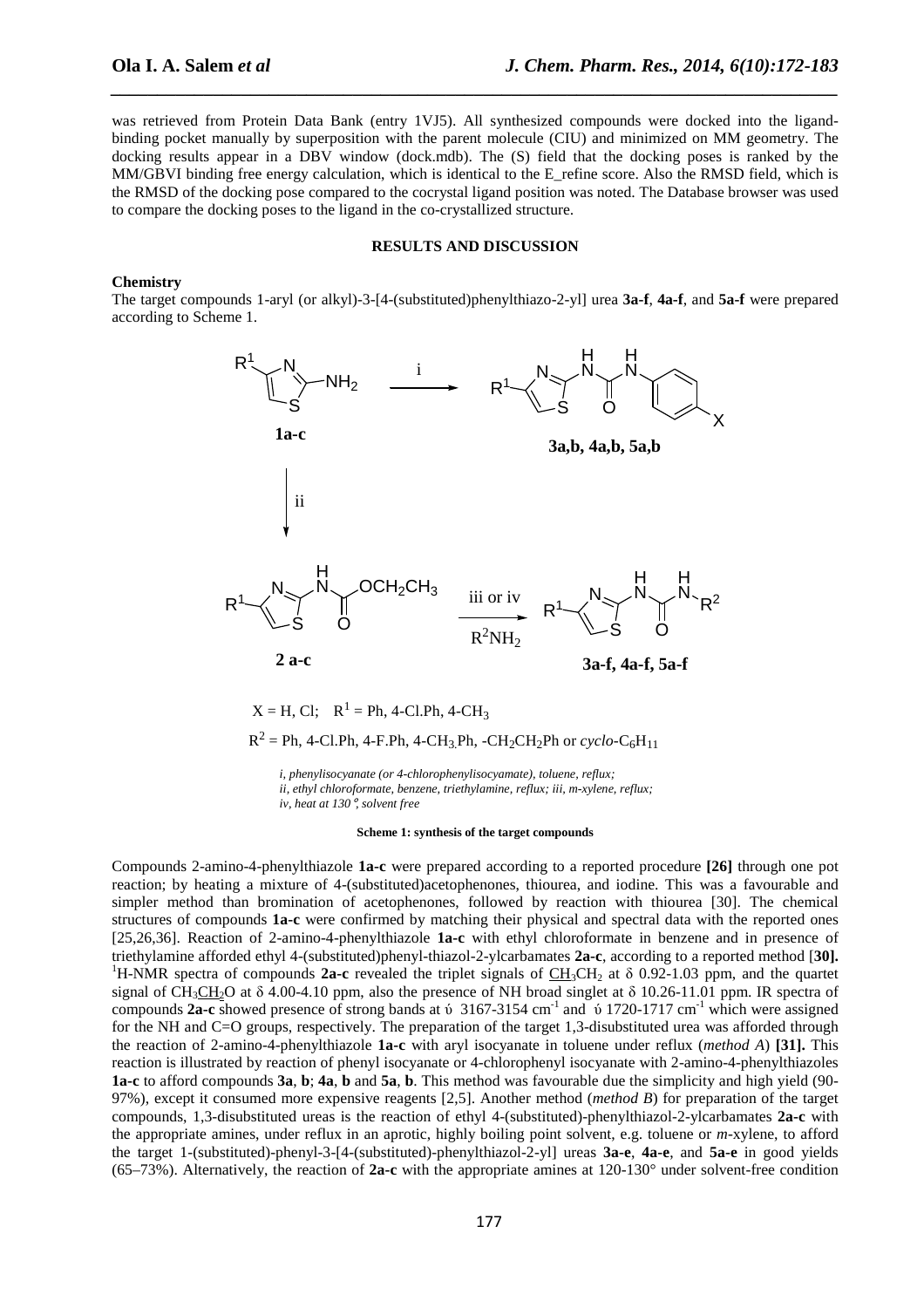was retrieved from Protein Data Bank (entry 1VJ5). All synthesized compounds were docked into the ligand-binding pocket manually by superposition with the parent molecule (CIU) and minimized on MM geometry. The docking results appear in a DBV window (dock.mdb). The (S) field that the docking poses is ranked by the MM/GBVI binding free energy calculation, which is identical to the E_refine score. Also the RMSD field, which is the RMSD of the docking pose compared to the cocrystal ligand position was noted. The Database browser was used to compare the docking poses to the ligand in the co-crystallized structure.

## RESULTS AND DISCUSSION

### Chemistry

The target compounds 1-aryl (or alkyl)-3-[4-(substituted)phenylthiazo-2-yl] urea **3a-f**, **4a-f**, and **5a-f** were prepared according to Scheme 1.

$X$ = H, Cl; $R^1$ = Ph, 4-Cl.Ph, 4-$CH_3$

$R^2$ = Ph, 4-Cl.Ph, 4-F.Ph, 4-$CH_3$.Ph, -$CH_2CH_2$Ph or *cyclo*-$C_6H_{11}$

*i, phenylisocyanate (or 4-chlorophenylisocyamate), toluene, reflux;*
*ii, ethyl chloroformate, benzene, triethylamine, reflux; iii, m-xylene, reflux;*
*iv, heat at 130 º, solvent free*

**Scheme 1: synthesis of the target compounds**

Compounds 2-amino-4-phenylthiazole **1a-c** were prepared according to a reported procedure **[26]** through one pot reaction; by heating a mixture of 4-(substituted)acetophenones, thiourea, and iodine. This was a favourable and simpler method than bromination of acetophenones, followed by reaction with thiourea [30]. The chemical structures of compounds **1a-c** were confirmed by matching their physical and spectral data with the reported ones [25,26,36]. Reaction of 2-amino-4-phenylthiazole **1a-c** with ethyl chloroformate in benzene and in presence of triethylamine afforded ethyl 4-(substituted)phenyl-thiazol-2-ylcarbamates **2a-c**, according to a reported method [**30].** $^1$H-NMR spectra of compounds **2a-c** revealed the triplet signals of $\underline{CH_3}CH_2$ at δ 0.92-1.03 ppm, and the quartet signal of $CH_3\underline{CH_2}O$ at δ 4.00-4.10 ppm, also the presence of NH broad singlet at δ 10.26-11.01 ppm. IR spectra of compounds **2a-c** showed presence of strong bands at ύ 3167-3154 $cm^{-1}$ and ύ 1720-1717 $cm^{-1}$ which were assigned for the NH and C=O groups, respectively. The preparation of the target 1,3-disubstituted urea was afforded through the reaction of 2-amino-4-phenylthiazole **1a-c** with aryl isocyanate in toluene under reflux (*method A*) **[31].** This reaction is illustrated by reaction of phenyl isocyanate or 4-chlorophenyl isocyanate with 2-amino-4-phenylthiazoles **1a-c** to afford compounds **3a**, **b**; **4a**, **b** and **5a**, **b**. This method was favourable due the simplicity and high yield (90-97%), except it consumed more expensive reagents [2,5]. Another method (*method B*) for preparation of the target compounds, 1,3-disubstituted ureas is the reaction of ethyl 4-(substituted)-phenylthiazol-2-ylcarbamates **2a-c** with the appropriate amines, under reflux in an aprotic, highly boiling point solvent, e.g. toluene or *m*-xylene, to afford the target 1-(substituted)-phenyl-3-[4-(substituted)-phenylthiazol-2-yl] ureas **3a-e**, **4a-e**, and **5a-e** in good yields (65–73%). Alternatively, the reaction of **2a-c** with the appropriate amines at 120-130° under solvent-free condition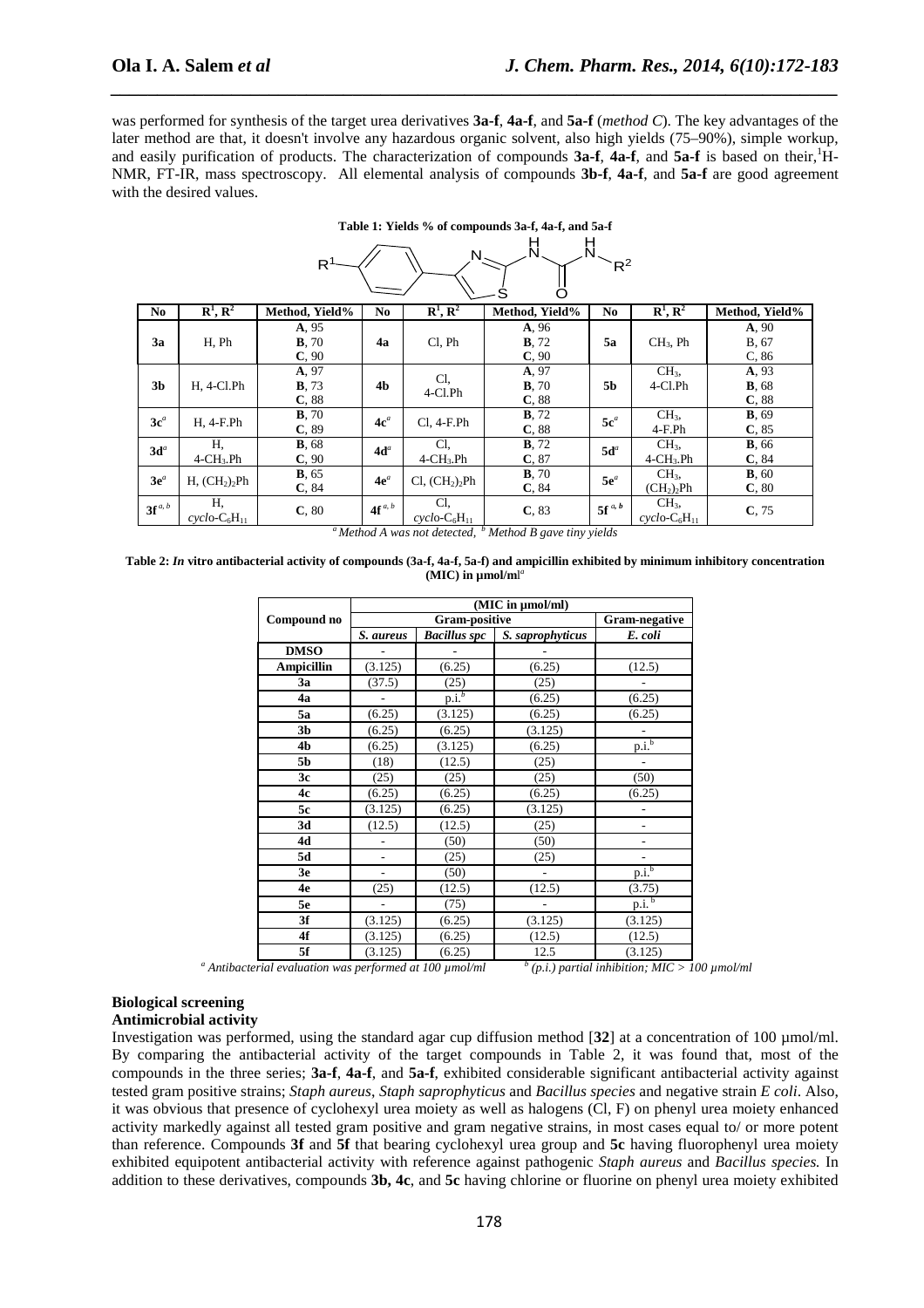was performed for synthesis of the target urea derivatives **3a-f**, **4a-f**, and **5a-f** (*method C*). The key advantages of the later method are that, it doesn't involve any hazardous organic solvent, also high yields (75–90%), simple workup, and easily purification of products. The characterization of compounds **3a-f**, **4a-f**, and **5a-f** is based on their, $^{1}$H-NMR, FT-IR, mass spectroscopy. All elemental analysis of compounds **3b-f**, **4a-f**, and **5a-f** are good agreement with the desired values.

**Table 1: Yields % of compounds 3a-f, 4a-f, and 5a-f**

| No | $R^1$, $R^2$ | Method, Yield% | No | $R^1$, $R^2$ | Method, Yield% | No | $R^1$, $R^2$ | Method, Yield% |
|---|---|---|---|---|---|---|---|---|
| **3a** | H, Ph | **A**, 95<br>**B**, 70<br>**C**, 90 | **4a** | Cl, Ph | **A**, 96<br>**B**, 72<br>**C**, 90 | **5a** | $CH_3$, Ph | **A**, 90<br>B, 67<br>C, 86 |
| **3b** | H, 4-Cl.Ph | **A**, 97<br>**B**, 73<br>**C**, 88 | **4b** | Cl, 4-Cl.Ph | **A**, 97<br>**B**, 70<br>**C**, 88 | **5b** | $CH_3$, 4-Cl.Ph | **A**, 93<br>**B**, 68<br>**C**, 88 |
| **3c**[a] | H, 4-F.Ph | **B**, 70<br>**C**, 89 | **4c**[a] | Cl, 4-F.Ph | **B**, 72<br>**C**, 88 | **5c**[a] | $CH_3$, 4-F.Ph | **B**, 69<br>**C**, 85 |
| **3d**[a] | H, 4-$CH_3$.Ph | **B**, 68<br>**C**, 90 | **4d**[a] | Cl, 4-$CH_3$.Ph | **B**, 72<br>**C**, 87 | **5d**[a] | $CH_3$, 4-$CH_3$.Ph | **B**, 66<br>**C**, 84 |
| **3e**[a] | H, $(CH_2)_2$Ph | **B**, 65<br>**C**, 84 | **4e**[a] | Cl, $(CH_2)_2$Ph | **B**, 70<br>**C**, 84 | **5e**[a] | $CH_3$, $(CH_2)_2$Ph | **B**, 60<br>**C**, 80 |
| **3f**[a, b] | H, *cyclo*-$C_6H_{11}$ | **C**, 80 | **4f**[a, b] | Cl, *cyclo*-$C_6H_{11}$ | **C**, 83 | **5f**[a, b] | $CH_3$, *cyclo*-$C_6H_{11}$ | **C**, 75 |

[a] *Method A was not detected,* [b] *Method B gave tiny yields*

**Table 2: *In* vitro antibacterial activity of compounds (3a-f, 4a-f, 5a-f) and ampicillin exhibited by minimum inhibitory concentration (MIC) in µmol/ml**[a]

| Compound no | (MIC in µmol/ml) | | | |
|---|---|---|---|---|
| | Gram-positive | | | Gram-negative |
| | *S. aureus* | *Bacillus spc* | *S. saprophyticus* | *E. coli* |
| **DMSO** | - | - | - | |
| **Ampicillin** | (3.125) | (6.25) | (6.25) | (12.5) |
| **3a** | (37.5) | (25) | (25) | - |
| **4a** | - | p.i.[b] | (6.25) | (6.25) |
| **5a** | (6.25) | (3.125) | (6.25) | (6.25) |
| **3b** | (6.25) | (6.25) | (3.125) | - |
| **4b** | (6.25) | (3.125) | (6.25) | p.i.[b] |
| **5b** | (18) | (12.5) | (25) | - |
| **3c** | (25) | (25) | (25) | (50) |
| **4c** | (6.25) | (6.25) | (6.25) | (6.25) |
| **5c** | (3.125) | (6.25) | (3.125) | - |
| **3d** | (12.5) | (12.5) | (25) | - |
| **4d** | - | (50) | (50) | - |
| **5d** | - | (25) | (25) | - |
| **3e** | - | (50) | - | p.i.[b] |
| **4e** | (25) | (12.5) | (12.5) | (3.75) |
| **5e** | - | (75) | - | p.i. [b] |
| **3f** | (3.125) | (6.25) | (3.125) | (3.125) |
| **4f** | (3.125) | (6.25) | (12.5) | (12.5) |
| **5f** | (3.125) | (6.25) | 12.5 | (3.125) |

[a] *Antibacterial evaluation was performed at 100 µmol/ml* [b] *(p.i.) partial inhibition; MIC > 100 µmol/ml*

## Biological screening

### Antimicrobial activity

Investigation was performed, using the standard agar cup diffusion method [**32**] at a concentration of 100 µmol/ml. By comparing the antibacterial activity of the target compounds in Table 2, it was found that, most of the compounds in the three series; **3a-f**, **4a-f**, and **5a-f**, exhibited considerable significant antibacterial activity against tested gram positive strains; *Staph aureus*, *Staph saprophyticus* and *Bacillus species* and negative strain *E coli*. Also, it was obvious that presence of cyclohexyl urea moiety as well as halogens (Cl, F) on phenyl urea moiety enhanced activity markedly against all tested gram positive and gram negative strains, in most cases equal to/ or more potent than reference. Compounds **3f** and **5f** that bearing cyclohexyl urea group and **5c** having fluorophenyl urea moiety exhibited equipotent antibacterial activity with reference against pathogenic *Staph aureus* and *Bacillus species.* In addition to these derivatives, compounds **3b, 4c**, and **5c** having chlorine or fluorine on phenyl urea moiety exhibited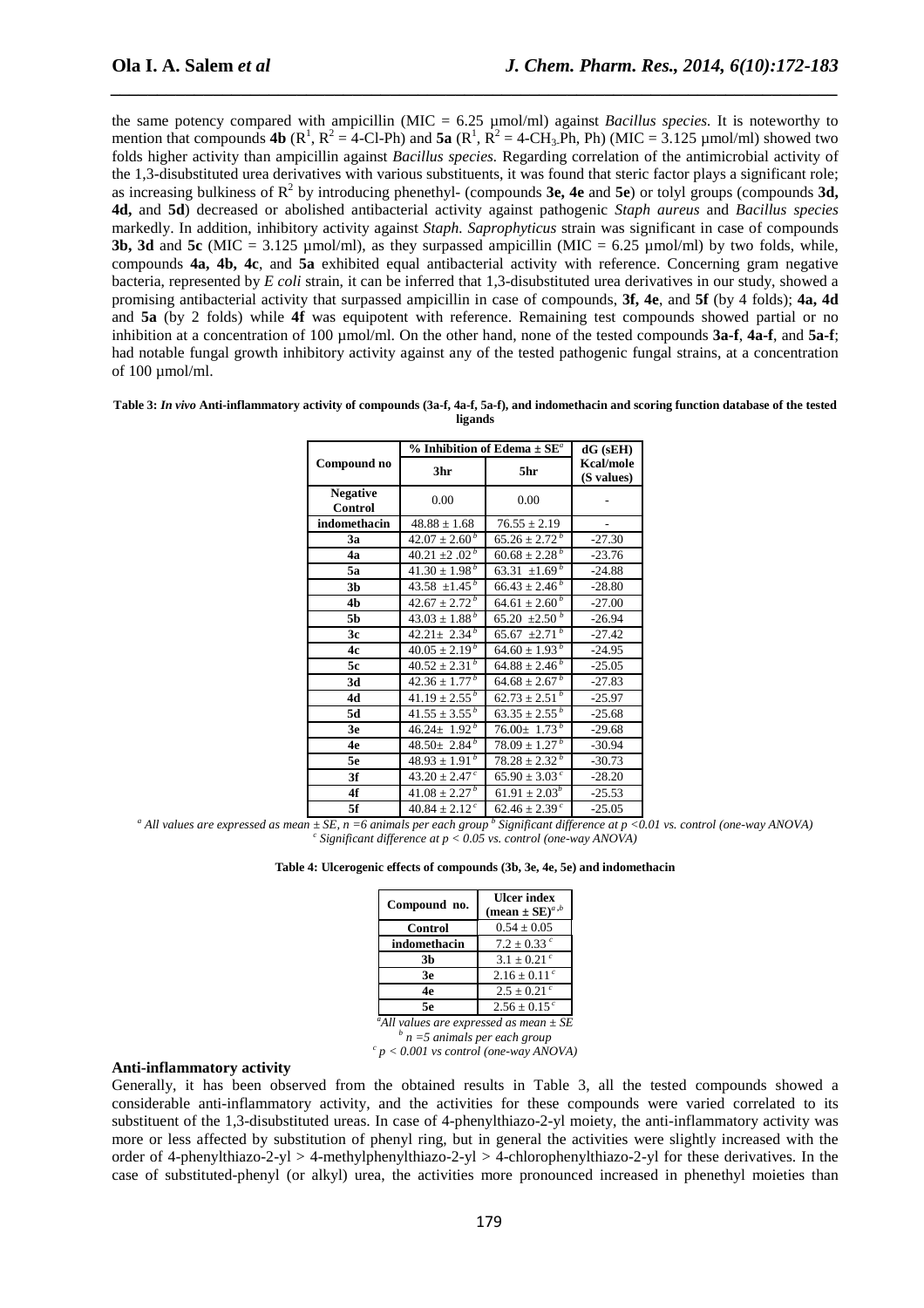the same potency compared with ampicillin (MIC = 6.25 µmol/ml) against *Bacillus species.* It is noteworthy to mention that compounds **4b** ($R^1$, $R^2$ = 4-Cl-Ph) and **5a** ($R^1$, $R^2$ = 4-$CH_3$.Ph, Ph) (MIC = 3.125 µmol/ml) showed two folds higher activity than ampicillin against *Bacillus species.* Regarding correlation of the antimicrobial activity of the 1,3-disubstituted urea derivatives with various substituents, it was found that steric factor plays a significant role; as increasing bulkiness of $R^2$ by introducing phenethyl- (compounds **3e, 4e** and **5e**) or tolyl groups (compounds **3d, 4d,** and **5d**) decreased or abolished antibacterial activity against pathogenic *Staph aureus* and *Bacillus species* markedly. In addition, inhibitory activity against *Staph. Saprophyticus* strain was significant in case of compounds **3b, 3d** and **5c** (MIC = 3.125 µmol/ml), as they surpassed ampicillin (MIC = 6.25 µmol/ml) by two folds, while, compounds **4a, 4b, 4c**, and **5a** exhibited equal antibacterial activity with reference. Concerning gram negative bacteria, represented by *E coli* strain, it can be inferred that 1,3-disubstituted urea derivatives in our study, showed a promising antibacterial activity that surpassed ampicillin in case of compounds, **3f, 4e**, and **5f** (by 4 folds); **4a, 4d** and **5a** (by 2 folds) while **4f** was equipotent with reference. Remaining test compounds showed partial or no inhibition at a concentration of 100 µmol/ml. On the other hand, none of the tested compounds **3a-f**, **4a-f**, and **5a-f**; had notable fungal growth inhibitory activity against any of the tested pathogenic fungal strains, at a concentration of 100 µmol/ml.

**Table 3: *In vivo* Anti-inflammatory activity of compounds (3a-f, 4a-f, 5a-f), and indomethacin and scoring function database of the tested ligands**

| Compound no | % Inhibition of Edema ± SE[a] | | dG (sEH) Kcal/mole (S values) |
|---|---|---|---|
| | 3hr | 5hr | |
| **Negative Control** | 0.00 | 0.00 | - |
| **indomethacin** | 48.88 ± 1.68 | 76.55 ± 2.19 | - |
| **3a** | 42.07 ± 2.60[b] | 65.26 ± 2.72[b] | -27.30 |
| **4a** | 40.21 ±2 .02[b] | 60.68 ± 2.28[b] | -23.76 |
| **5a** | 41.30 ± 1.98[b] | 63.31 ±1.69[b] | -24.88 |
| **3b** | 43.58 ±1.45[b] | 66.43 ± 2.46[b] | -28.80 |
| **4b** | 42.67 ± 2.72[b] | 64.61 ± 2.60[b] | -27.00 |
| **5b** | 43.03 ± 1.88[b] | 65.20 ±2.50[b] | -26.94 |
| **3c** | 42.21± 2.34[b] | 65.67 ±2.71[b] | -27.42 |
| **4c** | 40.05 ± 2.19[b] | 64.60 ± 1.93[b] | -24.95 |
| **5c** | 40.52 ± 2.31[b] | 64.88 ± 2.46[b] | -25.05 |
| **3d** | 42.36 ± 1.77[b] | 64.68 ± 2.67[b] | -27.83 |
| **4d** | 41.19 ± 2.55[b] | 62.73 ± 2.51[b] | -25.97 |
| **5d** | 41.55 ± 3.55[b] | 63.35 ± 2.55[b] | -25.68 |
| **3e** | 46.24± 1.92[b] | 76.00± 1.73[b] | -29.68 |
| **4e** | 48.50± 2.84[b] | 78.09 ± 1.27[b] | -30.94 |
| **5e** | 48.93 ± 1.91[b] | 78.28 ± 2.32[b] | -30.73 |
| **3f** | 43.20 ± 2.47[c] | 65.90 ± 3.03[c] | -28.20 |
| **4f** | 41.08 ± 2.27[b] | 61.91 ± 2.03[b] | -25.53 |
| **5f** | 40.84 ± 2.12[c] | 62.46 ± 2.39[c] | -25.05 |

*[a] All values are expressed as mean ± SE, n =6 animals per each group [b] Significant difference at $p < 0.01$ vs. control (one-way ANOVA)*
*[c] Significant difference at $p < 0.05$ vs. control (one-way ANOVA)*

**Table 4: Ulcerogenic effects of compounds (3b, 3e, 4e, 5e) and indomethacin**

| Compound no. | Ulcer index (mean ± SE)[a,b] |
|---|---|
| **Control** | 0.54 ± 0.05 |
| **indomethacin** | 7.2 ± 0.33[c] |
| **3b** | 3.1 ± 0.21[c] |
| **3e** | 2.16 ± 0.11[c] |
| **4e** | 2.5 ± 0.21[c] |
| **5e** | 2.56 ± 0.15[c] |

*[a] All values are expressed as mean ± SE*
*[b] n =5 animals per each group*
*[c] $p < 0.001$ vs control (one-way ANOVA)*

**Anti-inflammatory activity**

Generally, it has been observed from the obtained results in Table 3, all the tested compounds showed a considerable anti-inflammatory activity, and the activities for these compounds were varied correlated to its substituent of the 1,3-disubstituted ureas. In case of 4-phenylthiazo-2-yl moiety, the anti-inflammatory activity was more or less affected by substitution of phenyl ring, but in general the activities were slightly increased with the order of 4-phenylthiazo-2-yl > 4-methylphenylthiazo-2-yl > 4-chlorophenylthiazo-2-yl for these derivatives. In the case of substituted-phenyl (or alkyl) urea, the activities more pronounced increased in phenethyl moieties than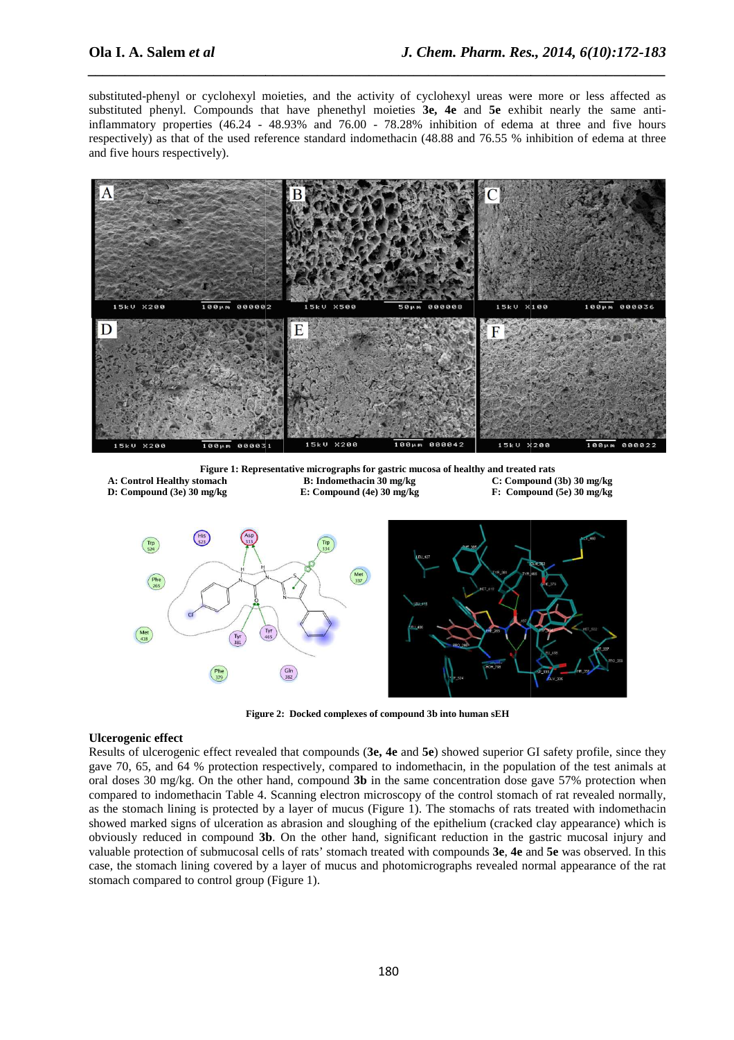substituted-phenyl or cyclohexyl moieties, and the activity of cyclohexyl ureas were more or less affected as substituted phenyl. Compounds that have phenethyl moieties **3e, 4e** and **5e** exhibit nearly the same anti-inflammatory properties (46.24 - 48.93% and 76.00 - 78.28% inhibition of edema at three and five hours respectively) as that of the used reference standard indomethacin (48.88 and 76.55 % inhibition of edema at three and five hours respectively).

**Figure 1: Representative micrographs for gastric mucosa of healthy and treated rats**
**A: Control Healthy stomach** **B: Indomethacin 30 mg/kg** **C: Compound (3b) 30 mg/kg**
**D: Compound (3e) 30 mg/kg** **E: Compound (4e) 30 mg/kg** **F: Compound (5e) 30 mg/kg**

**Figure 2: Docked complexes of compound 3b into human sEH**

## Ulcerogenic effect

Results of ulcerogenic effect revealed that compounds (**3e, 4e** and **5e**) showed superior GI safety profile, since they gave 70, 65, and 64 % protection respectively, compared to indomethacin, in the population of the test animals at oral doses 30 mg/kg. On the other hand, compound **3b** in the same concentration dose gave 57% protection when compared to indomethacin Table 4. Scanning electron microscopy of the control stomach of rat revealed normally, as the stomach lining is protected by a layer of mucus (Figure 1). The stomachs of rats treated with indomethacin showed marked signs of ulceration as abrasion and sloughing of the epithelium (cracked clay appearance) which is obviously reduced in compound **3b**. On the other hand, significant reduction in the gastric mucosal injury and valuable protection of submucosal cells of rats' stomach treated with compounds **3e**, **4e** and **5e** was observed. In this case, the stomach lining covered by a layer of mucus and photomicrographs revealed normal appearance of the rat stomach compared to control group (Figure 1).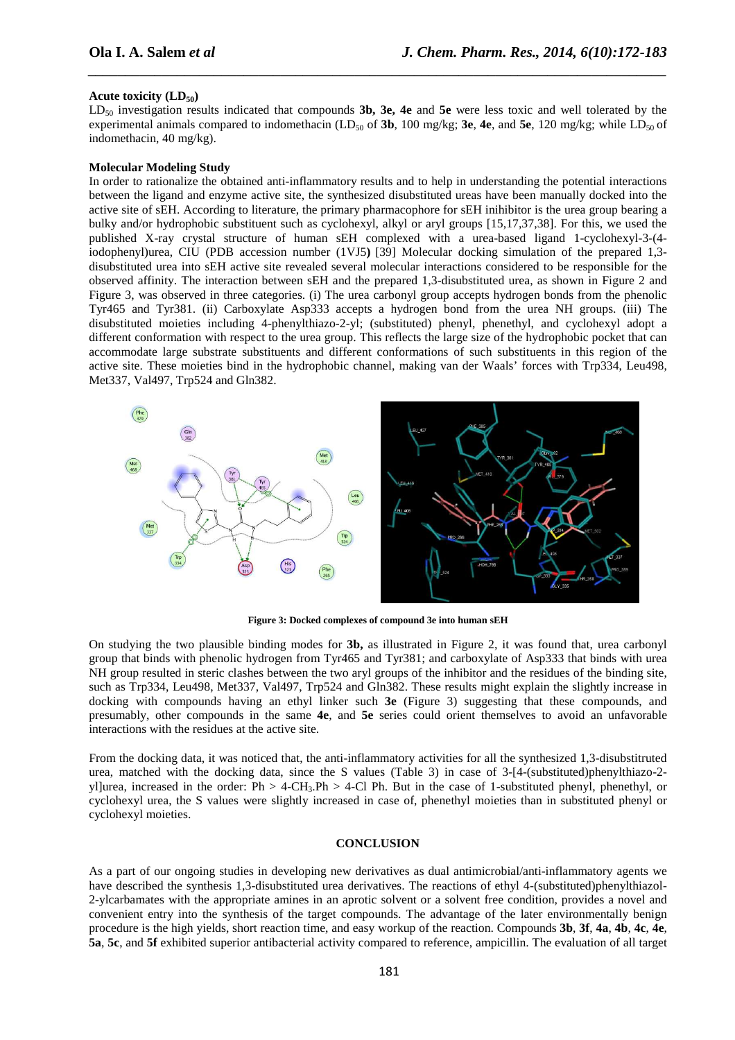### Acute toxicity ($LD_{50}$)

$LD_{50}$ investigation results indicated that compounds **3b, 3e, 4e** and **5e** were less toxic and well tolerated by the experimental animals compared to indomethacin ($LD_{50}$ of **3b**, 100 mg/kg; **3e**, **4e**, and **5e**, 120 mg/kg; while $LD_{50}$ of indomethacin, 40 mg/kg).

### Molecular Modeling Study

In order to rationalize the obtained anti-inflammatory results and to help in understanding the potential interactions between the ligand and enzyme active site, the synthesized disubstituted ureas have been manually docked into the active site of sEH. According to literature, the primary pharmacophore for sEH inihibitor is the urea group bearing a bulky and/or hydrophobic substituent such as cyclohexyl, alkyl or aryl groups [15,17,37,38]. For this, we used the published X-ray crystal structure of human sEH complexed with a urea-based ligand 1-cyclohexyl-3-(4-iodophenyl)urea, CIU (PDB accession number (1VJ5**)** [39] Molecular docking simulation of the prepared 1,3-disubstituted urea into sEH active site revealed several molecular interactions considered to be responsible for the observed affinity. The interaction between sEH and the prepared 1,3-disubstituted urea, as shown in Figure 2 and Figure 3, was observed in three categories. (i) The urea carbonyl group accepts hydrogen bonds from the phenolic Tyr465 and Tyr381. (ii) Carboxylate Asp333 accepts a hydrogen bond from the urea NH groups. (iii) The disubstituted moieties including 4-phenylthiazo-2-yl; (substituted) phenyl, phenethyl, and cyclohexyl adopt a different conformation with respect to the urea group. This reflects the large size of the hydrophobic pocket that can accommodate large substrate substituents and different conformations of such substituents in this region of the active site. These moieties bind in the hydrophobic channel, making van der Waals' forces with Trp334, Leu498, Met337, Val497, Trp524 and Gln382.

**Figure 3: Docked complexes of compound 3e into human sEH**

On studying the two plausible binding modes for **3b,** as illustrated in Figure 2, it was found that, urea carbonyl group that binds with phenolic hydrogen from Tyr465 and Tyr381; and carboxylate of Asp333 that binds with urea NH group resulted in steric clashes between the two aryl groups of the inhibitor and the residues of the binding site, such as Trp334, Leu498, Met337, Val497, Trp524 and Gln382. These results might explain the slightly increase in docking with compounds having an ethyl linker such **3e** (Figure 3) suggesting that these compounds, and presumably, other compounds in the same **4e**, and **5e** series could orient themselves to avoid an unfavorable interactions with the residues at the active site.

From the docking data, it was noticed that, the anti-inflammatory activities for all the synthesized 1,3-disubstitruted urea, matched with the docking data, since the S values (Table 3) in case of 3-[4-(substituted)phenylthiazo-2-yl]urea, increased in the order: Ph > 4-$CH_3$.Ph > 4-Cl Ph. But in the case of 1-substituted phenyl, phenethyl, or cyclohexyl urea, the S values were slightly increased in case of, phenethyl moieties than in substituted phenyl or cyclohexyl moieties.

## CONCLUSION

As a part of our ongoing studies in developing new derivatives as dual antimicrobial/anti-inflammatory agents we have described the synthesis 1,3-disubstituted urea derivatives. The reactions of ethyl 4-(substituted)phenylthiazol-2-ylcarbamates with the appropriate amines in an aprotic solvent or a solvent free condition, provides a novel and convenient entry into the synthesis of the target compounds. The advantage of the later environmentally benign procedure is the high yields, short reaction time, and easy workup of the reaction. Compounds **3b**, **3f**, **4a**, **4b**, **4c**, **4e**, **5a**, **5c**, and **5f** exhibited superior antibacterial activity compared to reference, ampicillin. The evaluation of all target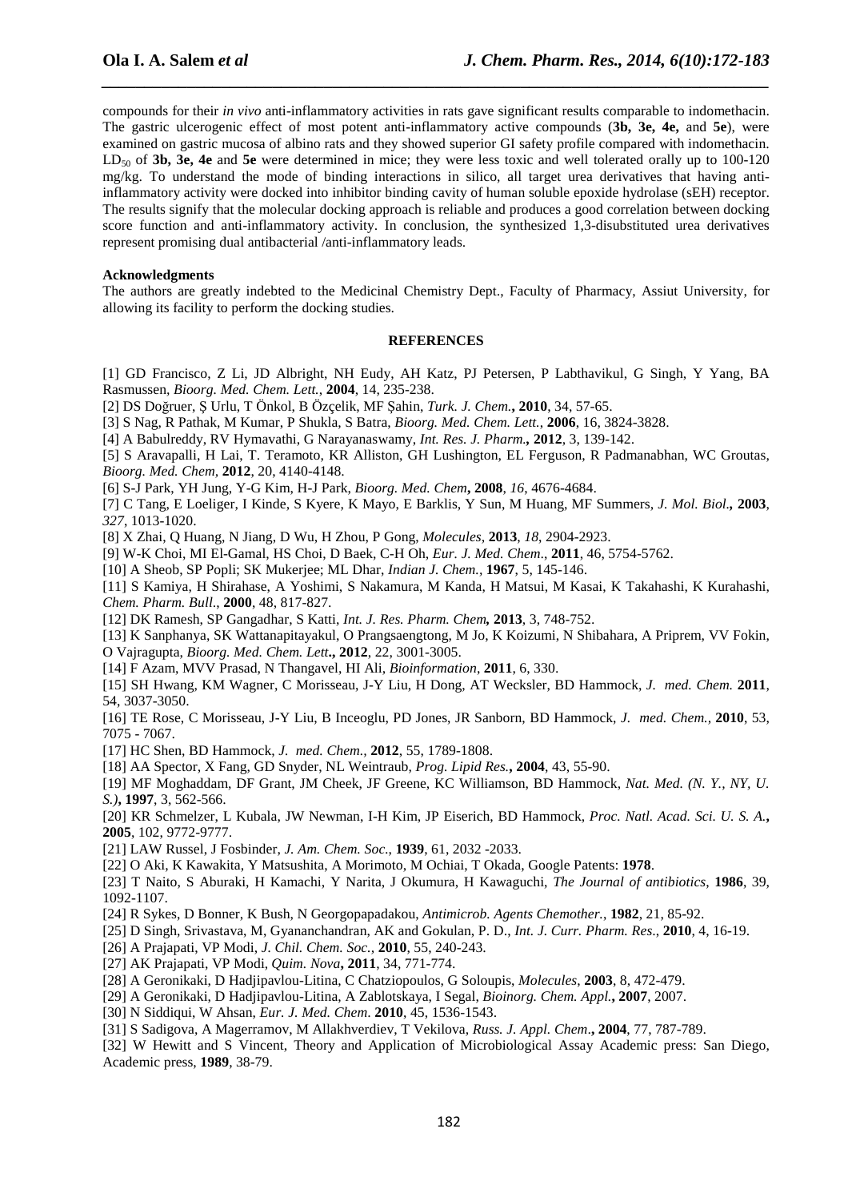compounds for their *in vivo* anti-inflammatory activities in rats gave significant results comparable to indomethacin. The gastric ulcerogenic effect of most potent anti-inflammatory active compounds (**3b, 3e, 4e,** and **5e**), were examined on gastric mucosa of albino rats and they showed superior GI safety profile compared with indomethacin. $LD_{50}$ of **3b, 3e, 4e** and **5e** were determined in mice; they were less toxic and well tolerated orally up to 100-120 mg/kg. To understand the mode of binding interactions in silico, all target urea derivatives that having anti-inflammatory activity were docked into inhibitor binding cavity of human soluble epoxide hydrolase (sEH) receptor. The results signify that the molecular docking approach is reliable and produces a good correlation between docking score function and anti-inflammatory activity. In conclusion, the synthesized 1,3-disubstituted urea derivatives represent promising dual antibacterial /anti-inflammatory leads.

#### Acknowledgments

The authors are greatly indebted to the Medicinal Chemistry Dept., Faculty of Pharmacy, Assiut University, for allowing its facility to perform the docking studies.

## REFERENCES

[1] GD Francisco, Z Li, JD Albright, NH Eudy, AH Katz, PJ Petersen, P Labthavikul, G Singh, Y Yang, BA Rasmussen, *Bioorg. Med. Chem. Lett.,* **2004**, 14, 235-238.

[2] DS Doğruer, Ş Urlu, T Önkol, B Özçelik, MF Şahin, *Turk. J. Chem.***,** **2010**, 34, 57-65.

[3] S Nag, R Pathak, M Kumar, P Shukla, S Batra, *Bioorg. Med. Chem. Lett.,* **2006**, 16, 3824-3828.

[4] A Babulreddy, RV Hymavathi, G Narayanaswamy, *Int. Res. J. Pharm.***,** **2012**, 3, 139-142.

[5] S Aravapalli, H Lai, T. Teramoto, KR Alliston, GH Lushington, EL Ferguson, R Padmanabhan, WC Groutas, *Bioorg. Med. Chem,* **2012**, 20, 4140-4148.

[6] S-J Park, YH Jung, Y-G Kim, H-J Park, *Bioorg. Med. Chem***,** **2008**, *16*, 4676-4684.

[7] C Tang, E Loeliger, I Kinde, S Kyere, K Mayo, E Barklis, Y Sun, M Huang, MF Summers, *J. Mol. Biol***.,** **2003**, *327*, 1013-1020.

[8] X Zhai, Q Huang, N Jiang, D Wu, H Zhou, P Gong, *Molecules,* **2013**, *18*, 2904-2923.

[9] W-K Choi, MI El-Gamal, HS Choi, D Baek, C-H Oh, *Eur. J. Med. Chem*., **2011**, 46, 5754-5762.

[10] A Sheob, SP Popli; SK Mukerjee; ML Dhar, *Indian J. Chem.,* **1967**, 5, 145-146.

[11] S Kamiya, H Shirahase, A Yoshimi, S Nakamura, M Kanda, H Matsui, M Kasai, K Takahashi, K Kurahashi, *Chem. Pharm. Bull*., **2000**, 48, 817-827.

[12] DK Ramesh, SP Gangadhar, S Katti, *Int. J. Res. Pharm. Chem***,** **2013**, 3, 748-752.

[13] K Sanphanya, SK Wattanapitayakul, O Prangsaengtong, M Jo, K Koizumi, N Shibahara, A Priprem, VV Fokin, O Vajragupta, *Bioorg. Med. Chem. Lett***.,** **2012**, 22, 3001-3005.

[14] F Azam, MVV Prasad, N Thangavel, HI Ali, *Bioinformation*, **2011**, 6, 330.

[15] SH Hwang, KM Wagner, C Morisseau, J-Y Liu, H Dong, AT Wecksler, BD Hammock, *J. med. Chem.* **2011**, 54, 3037-3050.

[16] TE Rose, C Morisseau, J-Y Liu, B Inceoglu, PD Jones, JR Sanborn, BD Hammock, *J. med. Chem.,* **2010**, 53, 7075 - 7067.

[17] HC Shen, BD Hammock, *J. med. Chem.,* **2012**, 55, 1789-1808.

[18] AA Spector, X Fang, GD Snyder, NL Weintraub, *Prog. Lipid Res.***,** **2004**, 43, 55-90.

[19] MF Moghaddam, DF Grant, JM Cheek, JF Greene, KC Williamson, BD Hammock, *Nat. Med. (N. Y., NY, U. S.)***,** **1997**, 3, 562-566.

[20] KR Schmelzer, L Kubala, JW Newman, I-H Kim, JP Eiserich, BD Hammock, *Proc. Natl. Acad. Sci. U. S. A.***,** **2005**, 102, 9772-9777.

[21] LAW Russel, J Fosbinder, *J. Am. Chem. Soc.,* **1939**, 61, 2032 -2033.

[22] O Aki, K Kawakita, Y Matsushita, A Morimoto, M Ochiai, T Okada, Google Patents: **1978**.

[23] T Naito, S Aburaki, H Kamachi, Y Narita, J Okumura, H Kawaguchi, *The Journal of antibiotics*, **1986**, 39, 1092-1107.

[24] R Sykes, D Bonner, K Bush, N Georgopapadakou, *Antimicrob. Agents Chemother.,* **1982**, 21, 85-92.

[25] D Singh, Srivastava, M, Gyananchandran, AK and Gokulan, P. D., *Int. J. Curr. Pharm. Res*., **2010**, 4, 16-19.

[26] A Prajapati, VP Modi, *J. Chil. Chem. Soc.,* **2010**, 55, 240-243.

[27] AK Prajapati, VP Modi, *Quim. Nova***,** **2011**, 34, 771-774.

[28] A Geronikaki, D Hadjipavlou-Litina, C Chatziopoulos, G Soloupis, *Molecules*, **2003**, 8, 472-479.

[29] A Geronikaki, D Hadjipavlou-Litina, A Zablotskaya, I Segal, *Bioinorg. Chem. Appl.***,** **2007**, 2007.

[30] N Siddiqui, W Ahsan, *Eur. J. Med. Chem*. **2010**, 45, 1536-1543.

[31] S Sadigova, A Magerramov, M Allakhverdiev, T Vekilova, *Russ. J. Appl. Chem*.**,** **2004**, 77, 787-789.

[32] W Hewitt and S Vincent, Theory and Application of Microbiological Assay Academic press: San Diego, Academic press, **1989**, 38-79.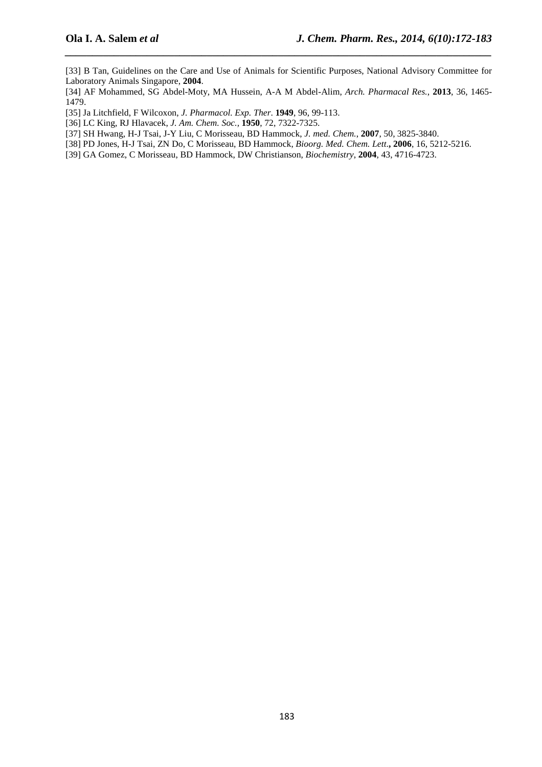[33] B Tan, Guidelines on the Care and Use of Animals for Scientific Purposes, National Advisory Committee for Laboratory Animals Singapore, **2004**.

[34] AF Mohammed, SG Abdel-Moty, MA Hussein, A-A M Abdel-Alim, *Arch. Pharmacal Res.*, **2013**, 36, 1465-1479.

[35] Ja Litchfield, F Wilcoxon, *J. Pharmacol. Exp. Ther.* **1949**, 96, 99-113.

[36] LC King, RJ Hlavacek, *J. Am. Chem. Soc.*, **1950**, 72, 7322-7325.

[37] SH Hwang, H-J Tsai, J-Y Liu, C Morisseau, BD Hammock, *J. med. Chem.*, **2007**, 50, 3825-3840.

[38] PD Jones, H-J Tsai, ZN Do, C Morisseau, BD Hammock, *Bioorg. Med. Chem. Lett*.**, 2006**, 16, 5212-5216.

[39] GA Gomez, C Morisseau, BD Hammock, DW Christianson, *Biochemistry*, **2004**, 43, 4716-4723.